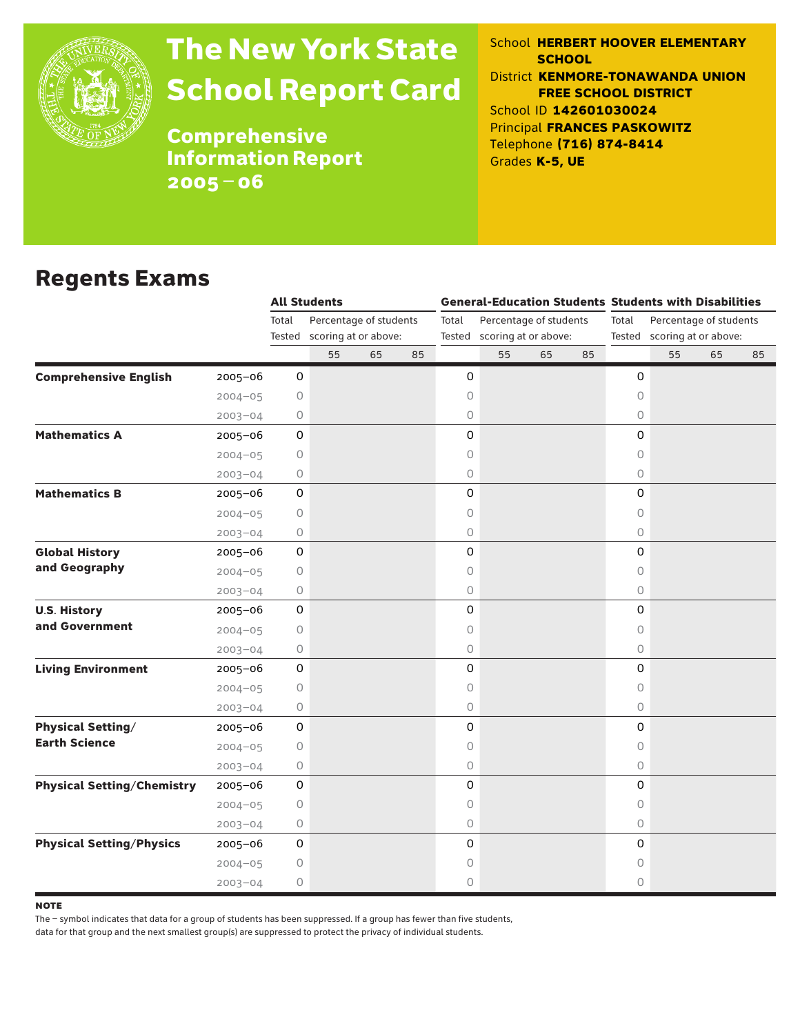# The New York State School Report Card

**Comprehensive Information Report 2005–06**

School **HERBERT HOOVER ELEMENTARY SCHOOL**
District **KENMORE-TONAWANDA UNION FREE SCHOOL DISTRICT**
School ID **142601030024**
Principal **FRANCES PASKOWITZ**
Telephone **(716) 874-8414**
Grades **K-5, UE**

## Regents Exams

| | | All Students | | | | General-Education Students | | | | Students with Disabilities | | | |
|---|---|---|---|---|---|---|---|---|---|---|---|---|---|
| | | Total Tested | Percentage of students scoring at or above: | | | Total Tested | Percentage of students scoring at or above: | | | Total Tested | Percentage of students scoring at or above: | | |
| | | | 55 | 65 | 85 | | 55 | 65 | 85 | | 55 | 65 | 85 |
| **Comprehensive English** | 2005–06 | 0 | | | | 0 | | | | 0 | | | |
| | 2004–05 | 0 | | | | 0 | | | | 0 | | | |
| | 2003–04 | 0 | | | | 0 | | | | 0 | | | |
| **Mathematics A** | 2005–06 | 0 | | | | 0 | | | | 0 | | | |
| | 2004–05 | 0 | | | | 0 | | | | 0 | | | |
| | 2003–04 | 0 | | | | 0 | | | | 0 | | | |
| **Mathematics B** | 2005–06 | 0 | | | | 0 | | | | 0 | | | |
| | 2004–05 | 0 | | | | 0 | | | | 0 | | | |
| | 2003–04 | 0 | | | | 0 | | | | 0 | | | |
| **Global History and Geography** | 2005–06 | 0 | | | | 0 | | | | 0 | | | |
| | 2004–05 | 0 | | | | 0 | | | | 0 | | | |
| | 2003–04 | 0 | | | | 0 | | | | 0 | | | |
| **U.S. History and Government** | 2005–06 | 0 | | | | 0 | | | | 0 | | | |
| | 2004–05 | 0 | | | | 0 | | | | 0 | | | |
| | 2003–04 | 0 | | | | 0 | | | | 0 | | | |
| **Living Environment** | 2005–06 | 0 | | | | 0 | | | | 0 | | | |
| | 2004–05 | 0 | | | | 0 | | | | 0 | | | |
| | 2003–04 | 0 | | | | 0 | | | | 0 | | | |
| **Physical Setting/ Earth Science** | 2005–06 | 0 | | | | 0 | | | | 0 | | | |
| | 2004–05 | 0 | | | | 0 | | | | 0 | | | |
| | 2003–04 | 0 | | | | 0 | | | | 0 | | | |
| **Physical Setting/Chemistry** | 2005–06 | 0 | | | | 0 | | | | 0 | | | |
| | 2004–05 | 0 | | | | 0 | | | | 0 | | | |
| | 2003–04 | 0 | | | | 0 | | | | 0 | | | |
| **Physical Setting/Physics** | 2005–06 | 0 | | | | 0 | | | | 0 | | | |
| | 2004–05 | 0 | | | | 0 | | | | 0 | | | |
| | 2003–04 | 0 | | | | 0 | | | | 0 | | | |

**NOTE**

The – symbol indicates that data for a group of students has been suppressed. If a group has fewer than five students, data for that group and the next smallest group(s) are suppressed to protect the privacy of individual students.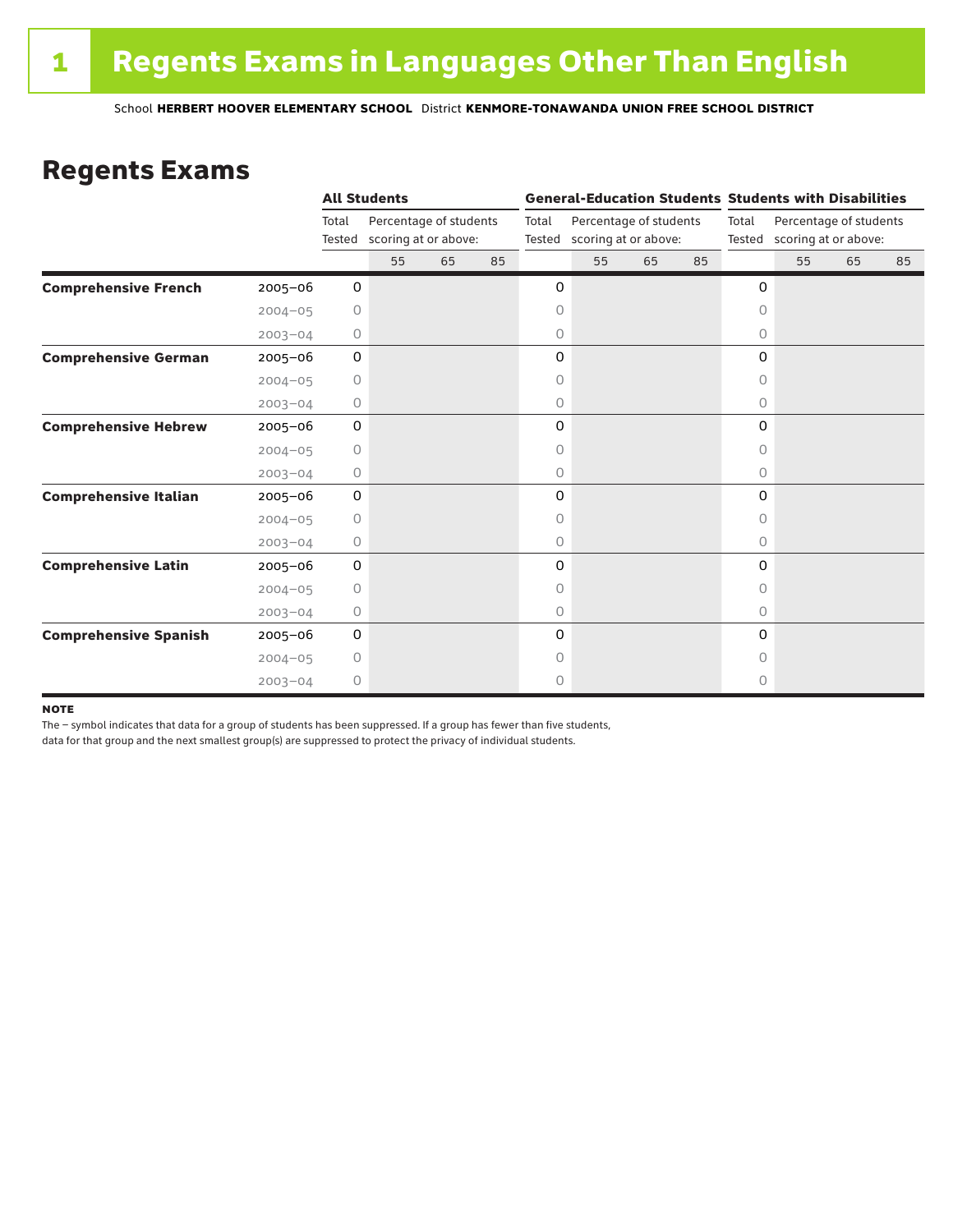# 1 Regents Exams in Languages Other Than English

School **HERBERT HOOVER ELEMENTARY SCHOOL** District **KENMORE-TONAWANDA UNION FREE SCHOOL DISTRICT**

## Regents Exams

| | | All Students | | | | General-Education Students | | | | Students with Disabilities | | | |
|---|---|---|---|---|---|---|---|---|---|---|---|---|---|
| | | Total Tested | Percentage of students scoring at or above: | | | Total Tested | Percentage of students scoring at or above: | | | Total Tested | Percentage of students scoring at or above: | | |
| | | | 55 | 65 | 85 | | 55 | 65 | 85 | | 55 | 65 | 85 |
| **Comprehensive French** | 2005–06 | 0 | | | | 0 | | | | 0 | | | |
| | 2004–05 | 0 | | | | 0 | | | | 0 | | | |
| | 2003–04 | 0 | | | | 0 | | | | 0 | | | |
| **Comprehensive German** | 2005–06 | 0 | | | | 0 | | | | 0 | | | |
| | 2004–05 | 0 | | | | 0 | | | | 0 | | | |
| | 2003–04 | 0 | | | | 0 | | | | 0 | | | |
| **Comprehensive Hebrew** | 2005–06 | 0 | | | | 0 | | | | 0 | | | |
| | 2004–05 | 0 | | | | 0 | | | | 0 | | | |
| | 2003–04 | 0 | | | | 0 | | | | 0 | | | |
| **Comprehensive Italian** | 2005–06 | 0 | | | | 0 | | | | 0 | | | |
| | 2004–05 | 0 | | | | 0 | | | | 0 | | | |
| | 2003–04 | 0 | | | | 0 | | | | 0 | | | |
| **Comprehensive Latin** | 2005–06 | 0 | | | | 0 | | | | 0 | | | |
| | 2004–05 | 0 | | | | 0 | | | | 0 | | | |
| | 2003–04 | 0 | | | | 0 | | | | 0 | | | |
| **Comprehensive Spanish** | 2005–06 | 0 | | | | 0 | | | | 0 | | | |
| | 2004–05 | 0 | | | | 0 | | | | 0 | | | |
| | 2003–04 | 0 | | | | 0 | | | | 0 | | | |

**NOTE**

The – symbol indicates that data for a group of students has been suppressed. If a group has fewer than five students, data for that group and the next smallest group(s) are suppressed to protect the privacy of individual students.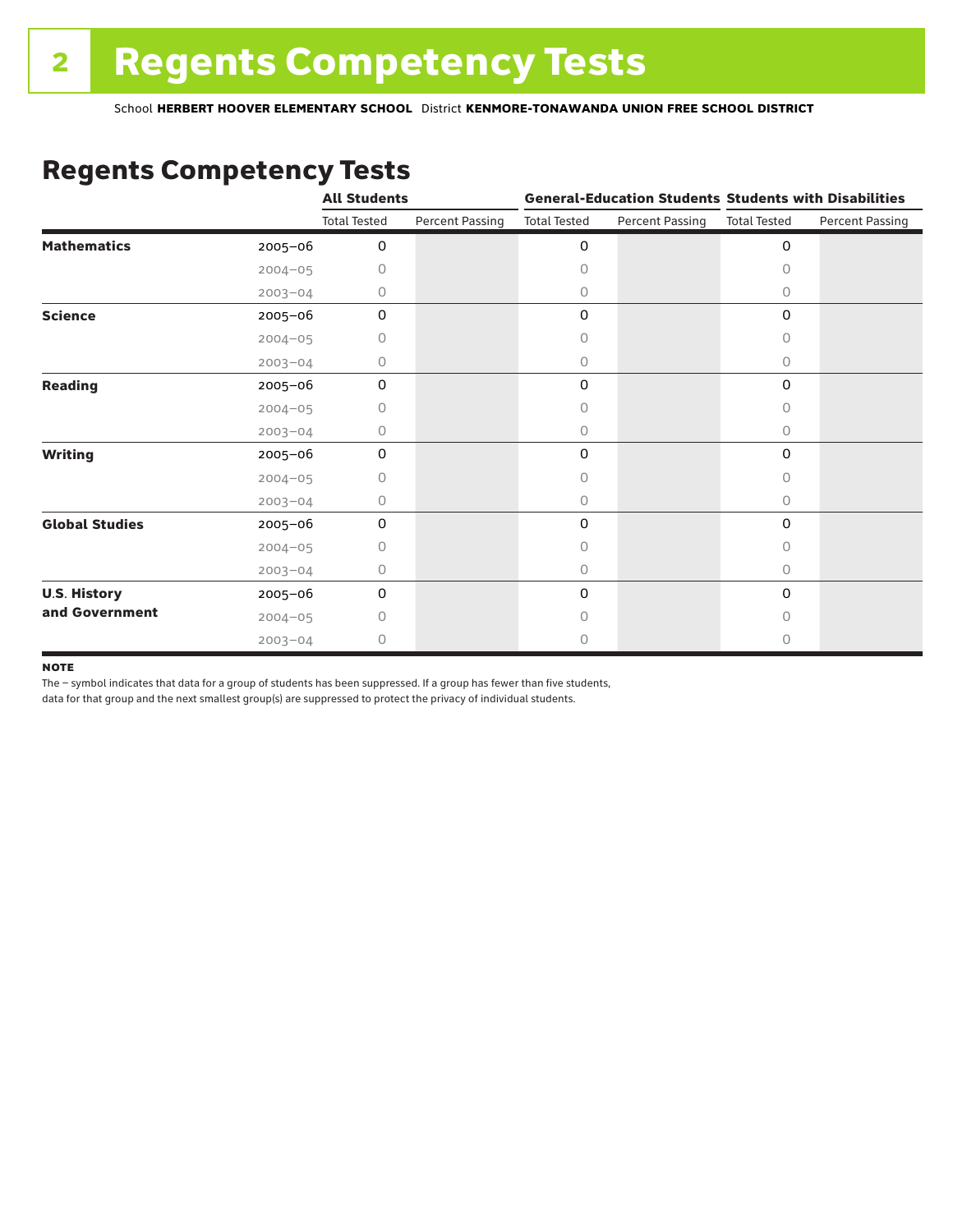# Regents Competency Tests

School **HERBERT HOOVER ELEMENTARY SCHOOL** District **KENMORE-TONAWANDA UNION FREE SCHOOL DISTRICT**

## Regents Competency Tests

| | | All Students | | General-Education Students | | Students with Disabilities | |
|---|---|---|---|---|---|---|---|
| | | Total Tested | Percent Passing | Total Tested | Percent Passing | Total Tested | Percent Passing |
| **Mathematics** | 2005–06 | 0 | | 0 | | 0 | |
| | 2004–05 | 0 | | 0 | | 0 | |
| | 2003–04 | 0 | | 0 | | 0 | |
| **Science** | 2005–06 | 0 | | 0 | | 0 | |
| | 2004–05 | 0 | | 0 | | 0 | |
| | 2003–04 | 0 | | 0 | | 0 | |
| **Reading** | 2005–06 | 0 | | 0 | | 0 | |
| | 2004–05 | 0 | | 0 | | 0 | |
| | 2003–04 | 0 | | 0 | | 0 | |
| **Writing** | 2005–06 | 0 | | 0 | | 0 | |
| | 2004–05 | 0 | | 0 | | 0 | |
| | 2003–04 | 0 | | 0 | | 0 | |
| **Global Studies** | 2005–06 | 0 | | 0 | | 0 | |
| | 2004–05 | 0 | | 0 | | 0 | |
| | 2003–04 | 0 | | 0 | | 0 | |
| **U.S. History and Government** | 2005–06 | 0 | | 0 | | 0 | |
| | 2004–05 | 0 | | 0 | | 0 | |
| | 2003–04 | 0 | | 0 | | 0 | |

**NOTE**

The – symbol indicates that data for a group of students has been suppressed. If a group has fewer than five students, data for that group and the next smallest group(s) are suppressed to protect the privacy of individual students.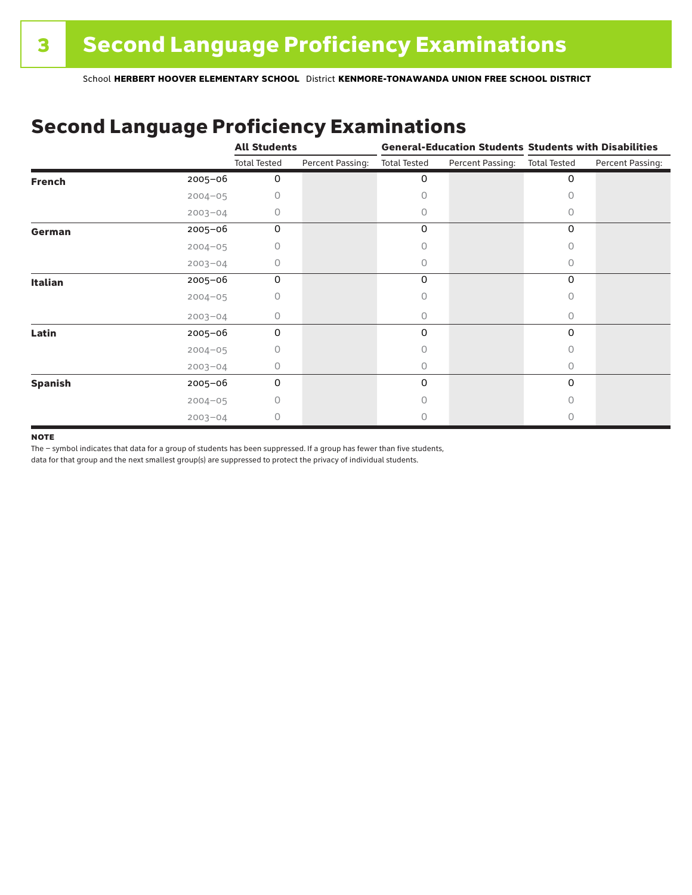# 3 Second Language Proficiency Examinations

School **HERBERT HOOVER ELEMENTARY SCHOOL** District **KENMORE-TONAWANDA UNION FREE SCHOOL DISTRICT**

## Second Language Proficiency Examinations

| | | All Students | | General-Education Students | | Students with Disabilities | |
|---|---|---|---|---|---|---|---|
| | | Total Tested | Percent Passing: | Total Tested | Percent Passing: | Total Tested | Percent Passing: |
| **French** | 2005–06 | 0 | | 0 | | 0 | |
| | 2004–05 | 0 | | 0 | | 0 | |
| | 2003–04 | 0 | | 0 | | 0 | |
| **German** | 2005–06 | 0 | | 0 | | 0 | |
| | 2004–05 | 0 | | 0 | | 0 | |
| | 2003–04 | 0 | | 0 | | 0 | |
| **Italian** | 2005–06 | 0 | | 0 | | 0 | |
| | 2004–05 | 0 | | 0 | | 0 | |
| | 2003–04 | 0 | | 0 | | 0 | |
| **Latin** | 2005–06 | 0 | | 0 | | 0 | |
| | 2004–05 | 0 | | 0 | | 0 | |
| | 2003–04 | 0 | | 0 | | 0 | |
| **Spanish** | 2005–06 | 0 | | 0 | | 0 | |
| | 2004–05 | 0 | | 0 | | 0 | |
| | 2003–04 | 0 | | 0 | | 0 | |

**NOTE**

The – symbol indicates that data for a group of students has been suppressed. If a group has fewer than five students, data for that group and the next smallest group(s) are suppressed to protect the privacy of individual students.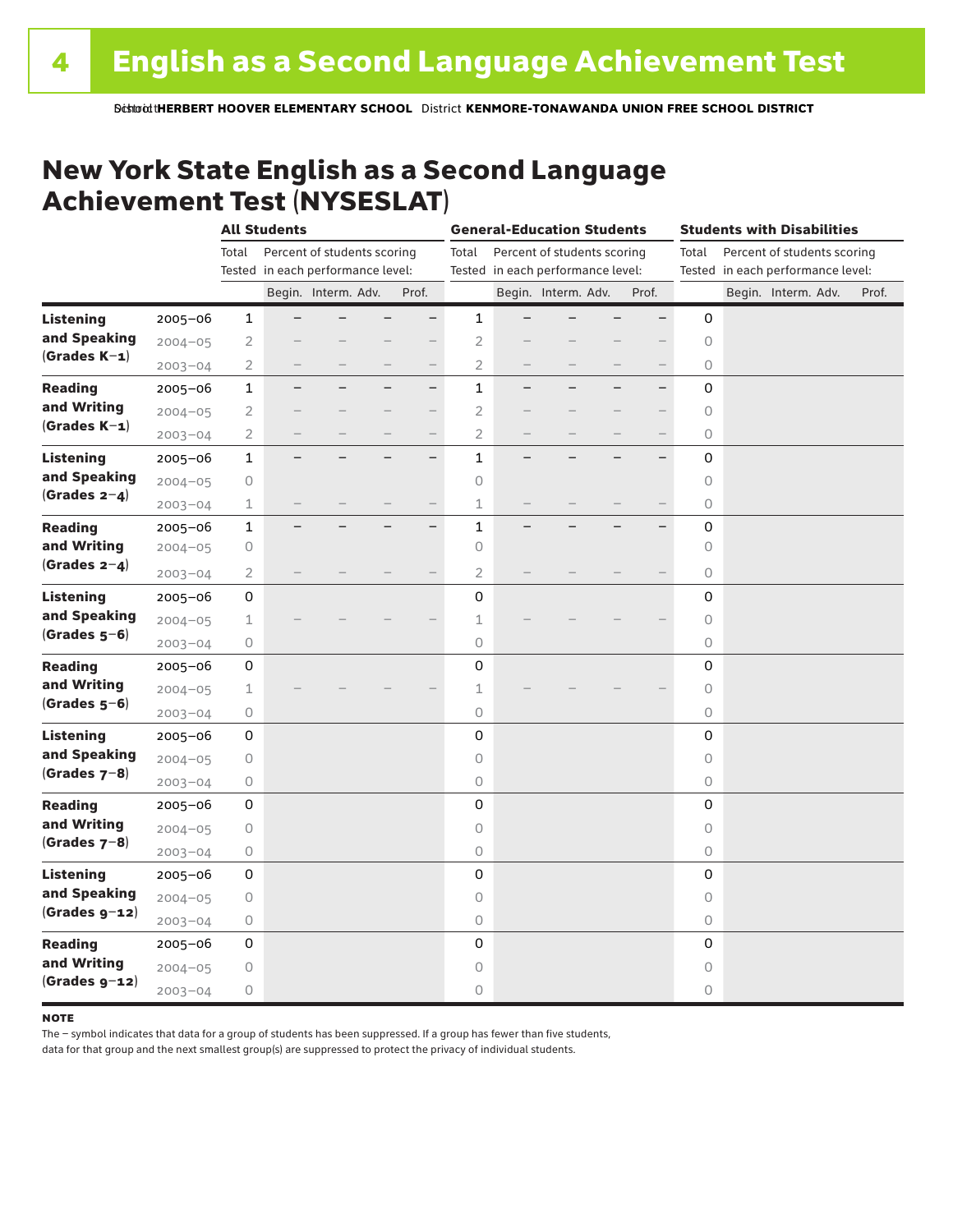# 4 English as a Second Language Achievement Test

School **HERBERT HOOVER ELEMENTARY SCHOOL** District **KENMORE-TONAWANDA UNION FREE SCHOOL DISTRICT**

## New York State English as a Second Language Achievement Test (NYSESLAT)

| | | All Students | | | | | General-Education Students | | | | | Students with Disabilities | | | | |
|---|---|---|---|---|---|---|---|---|---|---|---|---|---|---|---|---|
| | | Total Tested | Percent of students scoring in each performance level: | | | | Total Tested | Percent of students scoring in each performance level: | | | | Total Tested | Percent of students scoring in each performance level: | | | |
| | | | Begin. | Interm. | Adv. | Prof. | | Begin. | Interm. | Adv. | Prof. | | Begin. | Interm. | Adv. | Prof. |
| **Listening and Speaking (Grades K–1)** | 2005–06 | 1 | – | – | – | – | 1 | – | – | – | – | 0 | | | | |
| | 2004–05 | 2 | – | – | – | – | 2 | – | – | – | – | 0 | | | | |
| | 2003–04 | 2 | – | – | – | – | 2 | – | – | – | – | 0 | | | | |
| **Reading and Writing (Grades K–1)** | 2005–06 | 1 | – | – | – | – | 1 | – | – | – | – | 0 | | | | |
| | 2004–05 | 2 | – | – | – | – | 2 | – | – | – | – | 0 | | | | |
| | 2003–04 | 2 | – | – | – | – | 2 | – | – | – | – | 0 | | | | |
| **Listening and Speaking (Grades 2–4)** | 2005–06 | 1 | – | – | – | – | 1 | – | – | – | – | 0 | | | | |
| | 2004–05 | 0 | | | | | 0 | | | | | 0 | | | | |
| | 2003–04 | 1 | – | – | – | – | 1 | – | – | – | – | 0 | | | | |
| **Reading and Writing (Grades 2–4)** | 2005–06 | 1 | – | – | – | – | 1 | – | – | – | – | 0 | | | | |
| | 2004–05 | 0 | | | | | 0 | | | | | 0 | | | | |
| | 2003–04 | 2 | – | – | – | – | 2 | – | – | – | – | 0 | | | | |
| **Listening and Speaking (Grades 5–6)** | 2005–06 | 0 | | | | | 0 | | | | | 0 | | | | |
| | 2004–05 | 1 | – | – | – | – | 1 | – | – | – | – | 0 | | | | |
| | 2003–04 | 0 | | | | | 0 | | | | | 0 | | | | |
| **Reading and Writing (Grades 5–6)** | 2005–06 | 0 | | | | | 0 | | | | | 0 | | | | |
| | 2004–05 | 1 | – | – | – | – | 1 | – | – | – | – | 0 | | | | |
| | 2003–04 | 0 | | | | | 0 | | | | | 0 | | | | |
| **Listening and Speaking (Grades 7–8)** | 2005–06 | 0 | | | | | 0 | | | | | 0 | | | | |
| | 2004–05 | 0 | | | | | 0 | | | | | 0 | | | | |
| | 2003–04 | 0 | | | | | 0 | | | | | 0 | | | | |
| **Reading and Writing (Grades 7–8)** | 2005–06 | 0 | | | | | 0 | | | | | 0 | | | | |
| | 2004–05 | 0 | | | | | 0 | | | | | 0 | | | | |
| | 2003–04 | 0 | | | | | 0 | | | | | 0 | | | | |
| **Listening and Speaking (Grades 9–12)** | 2005–06 | 0 | | | | | 0 | | | | | 0 | | | | |
| | 2004–05 | 0 | | | | | 0 | | | | | 0 | | | | |
| | 2003–04 | 0 | | | | | 0 | | | | | 0 | | | | |
| **Reading and Writing (Grades 9–12)** | 2005–06 | 0 | | | | | 0 | | | | | 0 | | | | |
| | 2004–05 | 0 | | | | | 0 | | | | | 0 | | | | |
| | 2003–04 | 0 | | | | | 0 | | | | | 0 | | | | |

**NOTE**

The – symbol indicates that data for a group of students has been suppressed. If a group has fewer than five students, data for that group and the next smallest group(s) are suppressed to protect the privacy of individual students.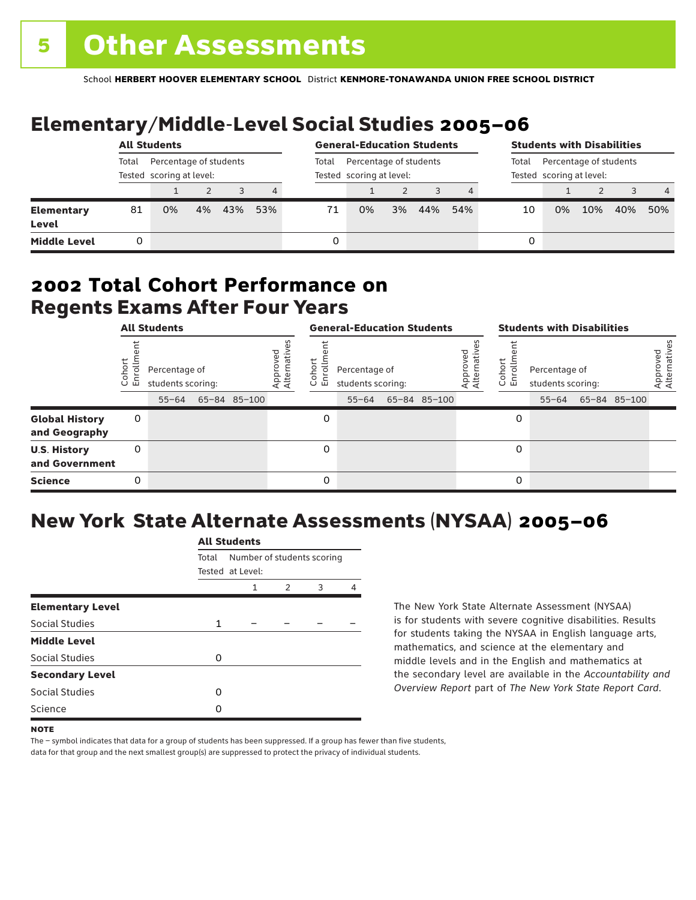# 5 Other Assessments

School **HERBERT HOOVER ELEMENTARY SCHOOL** District **KENMORE-TONAWANDA UNION FREE SCHOOL DISTRICT**

## Elementary/Middle-Level Social Studies 2005–06

| | All Students | | | | | General-Education Students | | | | | Students with Disabilities | | | | |
|---|---|---|---|---|---|---|---|---|---|---|---|---|---|---|---|
| | Total Tested | Percentage of students scoring at level: | | | | Total Tested | Percentage of students scoring at level: | | | | Total Tested | Percentage of students scoring at level: | | | |
| | | 1 | 2 | 3 | 4 | | 1 | 2 | 3 | 4 | | 1 | 2 | 3 | 4 |
| **Elementary Level** | 81 | 0% | 4% | 43% | 53% | 71 | 0% | 3% | 44% | 54% | 10 | 0% | 10% | 40% | 50% |
| **Middle Level** | 0 | | | | | 0 | | | | | 0 | | | | |

## 2002 Total Cohort Performance on Regents Exams After Four Years

| | All Students | | | | | General-Education Students | | | | | Students with Disabilities | | | | |
|---|---|---|---|---|---|---|---|---|---|---|---|---|---|---|---|
| | Cohort Enrollment | Percentage of students scoring: | | | Approved Alternatives | Cohort Enrollment | Percentage of students scoring: | | | Approved Alternatives | Cohort Enrollment | Percentage of students scoring: | | | Approved Alternatives |
| | | 55–64 | 65–84 | 85–100 | | | 55–64 | 65–84 | 85–100 | | | 55–64 | 65–84 | 85–100 | |
| **Global History and Geography** | 0 | | | | | 0 | | | | | 0 | | | | |
| **U.S. History and Government** | 0 | | | | | 0 | | | | | 0 | | | | |
| **Science** | 0 | | | | | 0 | | | | | 0 | | | | |

## New York State Alternate Assessments (NYSAA) 2005–06

| | All Students | | | | |
|---|---|---|---|---|---|
| | Total Tested | Number of students scoring at Level: | | | |
| | | 1 | 2 | 3 | 4 |
| **Elementary Level** | | | | | |
| Social Studies | 1 | – | – | – | – |
| **Middle Level** | | | | | |
| Social Studies | 0 | | | | |
| **Secondary Level** | | | | | |
| Social Studies | 0 | | | | |
| Science | 0 | | | | |

The New York State Alternate Assessment (NYSAA) is for students with severe cognitive disabilities. Results for students taking the NYSAA in English language arts, mathematics, and science at the elementary and middle levels and in the English and mathematics at the secondary level are available in the *Accountability and Overview Report* part of *The New York State Report Card*.

**NOTE**

The – symbol indicates that data for a group of students has been suppressed. If a group has fewer than five students, data for that group and the next smallest group(s) are suppressed to protect the privacy of individual students.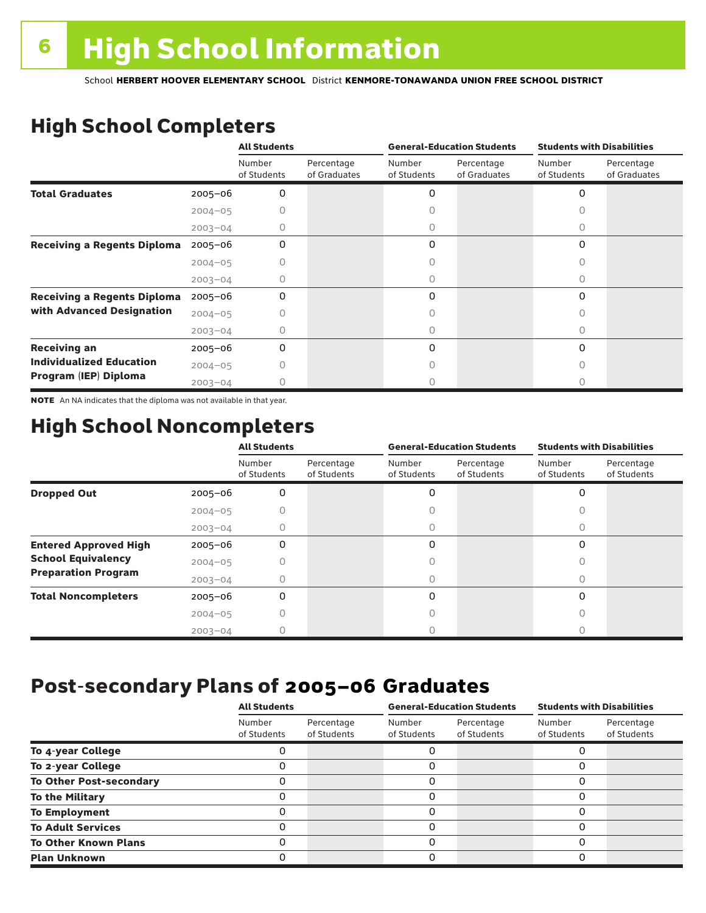# High School Information

School **HERBERT HOOVER ELEMENTARY SCHOOL** District **KENMORE-TONAWANDA UNION FREE SCHOOL DISTRICT**

## High School Completers

| | | All Students | | General-Education Students | | Students with Disabilities | |
|---|---|---|---|---|---|---|---|
| | | Number of Students | Percentage of Graduates | Number of Students | Percentage of Graduates | Number of Students | Percentage of Graduates |
| **Total Graduates** | 2005–06 | 0 | | 0 | | 0 | |
| | 2004–05 | 0 | | 0 | | 0 | |
| | 2003–04 | 0 | | 0 | | 0 | |
| **Receiving a Regents Diploma** | 2005–06 | 0 | | 0 | | 0 | |
| | 2004–05 | 0 | | 0 | | 0 | |
| | 2003–04 | 0 | | 0 | | 0 | |
| **Receiving a Regents Diploma with Advanced Designation** | 2005–06 | 0 | | 0 | | 0 | |
| | 2004–05 | 0 | | 0 | | 0 | |
| | 2003–04 | 0 | | 0 | | 0 | |
| **Receiving an Individualized Education Program (IEP) Diploma** | 2005–06 | 0 | | 0 | | 0 | |
| | 2004–05 | 0 | | 0 | | 0 | |
| | 2003–04 | 0 | | 0 | | 0 | |

**NOTE** An NA indicates that the diploma was not available in that year.

## High School Noncompleters

| | | All Students | | General-Education Students | | Students with Disabilities | |
|---|---|---|---|---|---|---|---|
| | | Number of Students | Percentage of Students | Number of Students | Percentage of Students | Number of Students | Percentage of Students |
| **Dropped Out** | 2005–06 | 0 | | 0 | | 0 | |
| | 2004–05 | 0 | | 0 | | 0 | |
| | 2003–04 | 0 | | 0 | | 0 | |
| **Entered Approved High School Equivalency Preparation Program** | 2005–06 | 0 | | 0 | | 0 | |
| | 2004–05 | 0 | | 0 | | 0 | |
| | 2003–04 | 0 | | 0 | | 0 | |
| **Total Noncompleters** | 2005–06 | 0 | | 0 | | 0 | |
| | 2004–05 | 0 | | 0 | | 0 | |
| | 2003–04 | 0 | | 0 | | 0 | |

## Post-secondary Plans of 2005–06 Graduates

| | All Students | | General-Education Students | | Students with Disabilities | |
|---|---|---|---|---|---|---|
| | Number of Students | Percentage of Students | Number of Students | Percentage of Students | Number of Students | Percentage of Students |
| **To 4-year College** | 0 | | 0 | | 0 | |
| **To 2-year College** | 0 | | 0 | | 0 | |
| **To Other Post-secondary** | 0 | | 0 | | 0 | |
| **To the Military** | 0 | | 0 | | 0 | |
| **To Employment** | 0 | | 0 | | 0 | |
| **To Adult Services** | 0 | | 0 | | 0 | |
| **To Other Known Plans** | 0 | | 0 | | 0 | |
| **Plan Unknown** | 0 | | 0 | | 0 | |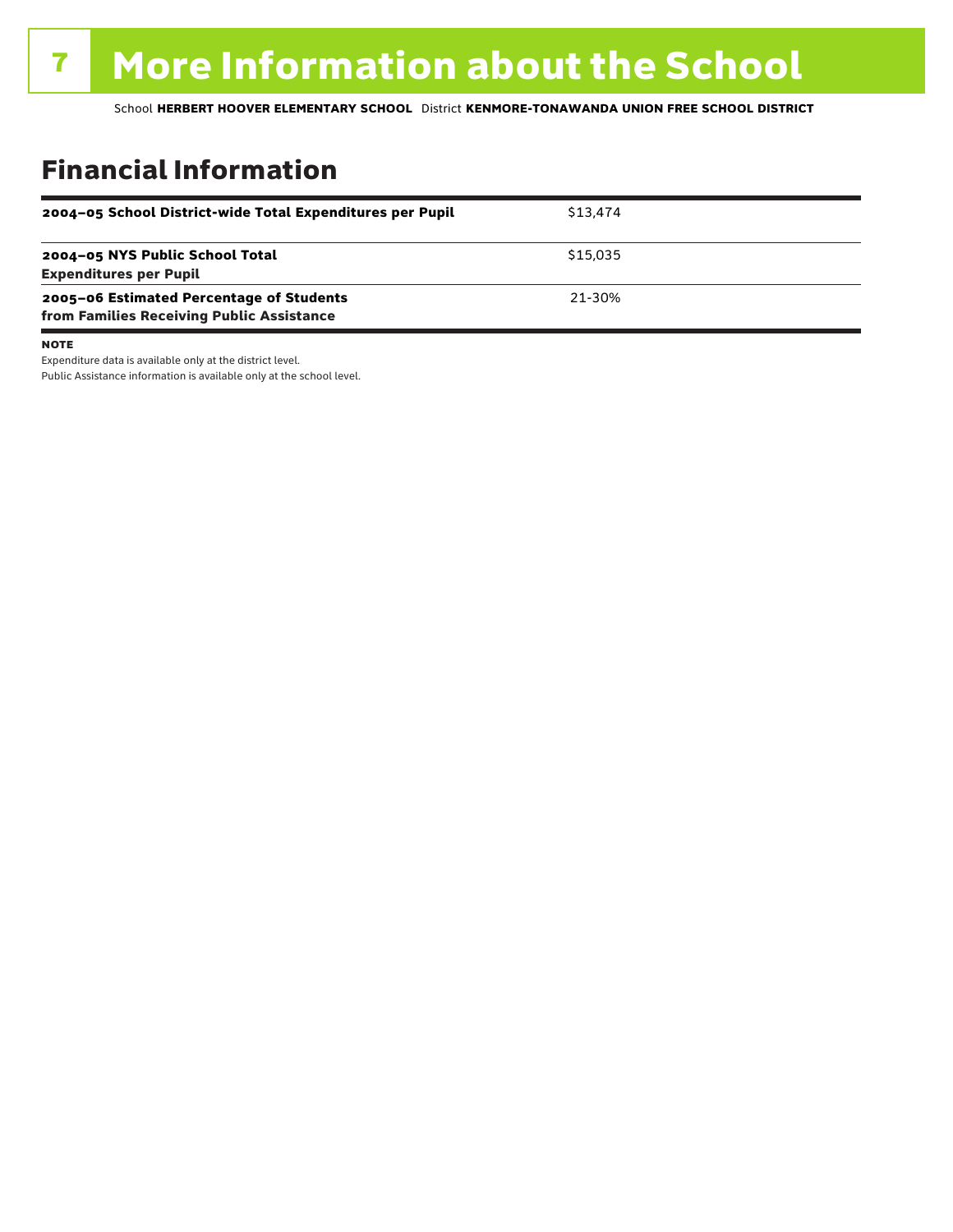# 7 More Information about the School

School **HERBERT HOOVER ELEMENTARY SCHOOL** District **KENMORE-TONAWANDA UNION FREE SCHOOL DISTRICT**

## Financial Information

| | |
|---|---|
| **2004–05 School District-wide Total Expenditures per Pupil** | $13,474 |
| **2004–05 NYS Public School Total Expenditures per Pupil** | $15,035 |
| **2005–06 Estimated Percentage of Students from Families Receiving Public Assistance** | 21-30% |

**NOTE**

Expenditure data is available only at the district level.

Public Assistance information is available only at the school level.